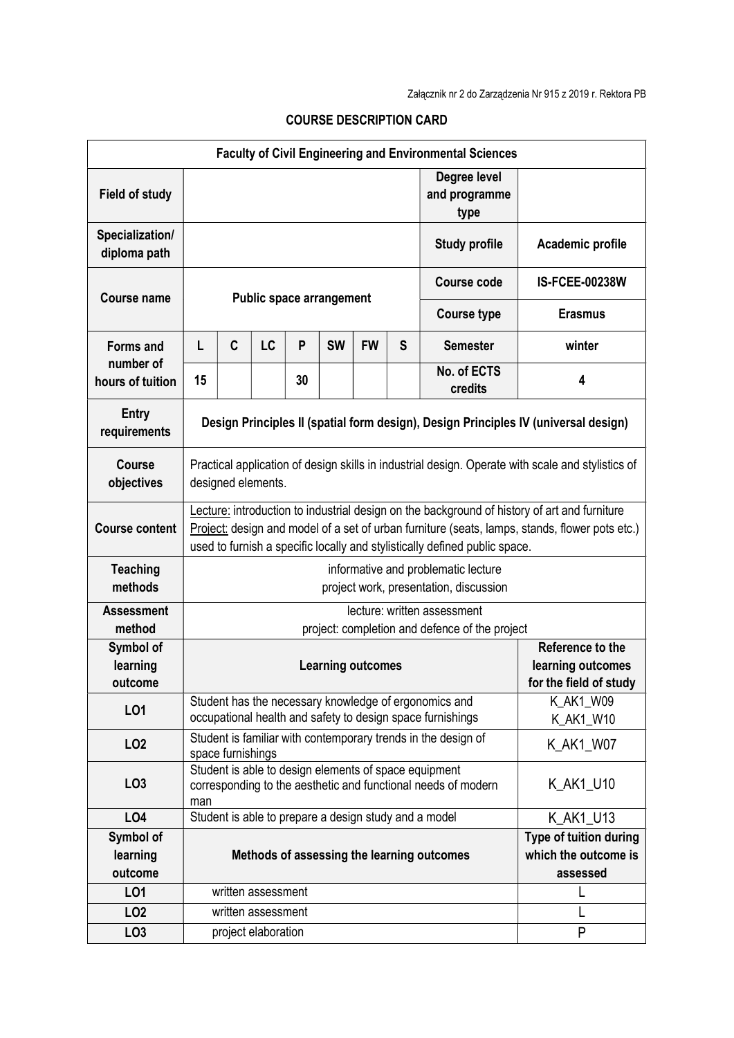Załącznik nr 2 do Zarządzenia Nr 915 z 2019 r. Rektora PB

## COURSE DESCRIPTION CARD

| Faculty of Civil Engineering and Environmental Sciences | | | | | | | | | |
|---|---|---|---|---|---|---|---|---|---|
| **Field of study** | | | | | | | | **Degree level and programme type** | |
| **Specialization/ diploma path** | | | | | | | | **Study profile** | **Academic profile** |
| **Course name** | **Public space arrangement** | | | | | | | **Course code** | **IS-FCEE-00238W** |
| | | | | | | | | **Course type** | **Erasmus** |
| **Forms and number of hours of tuition** | **L** | **C** | **LC** | **P** | **SW** | **FW** | **S** | **Semester** | **winter** |
| | **15** | | | **30** | | | | **No. of ECTS credits** | **4** |
| **Entry requirements** | **Design Principles II (spatial form design), Design Principles IV (universal design)** | | | | | | | | |
| **Course objectives** | Practical application of design skills in industrial design. Operate with scale and stylistics of designed elements. | | | | | | | | |
| **Course content** | Lecture: introduction to industrial design on the background of history of art and furniture<br>Project: design and model of a set of urban furniture (seats, lamps, stands, flower pots etc.) used to furnish a specific locally and stylistically defined public space. | | | | | | | | |
| **Teaching methods** | informative and problematic lecture<br>project work, presentation, discussion | | | | | | | | |
| **Assessment method** | lecture: written assessment<br>project: completion and defence of the project | | | | | | | | |
| **Symbol of learning outcome** | **Learning outcomes** | | | | | | | | **Reference to the learning outcomes for the field of study** |
| **LO1** | Student has the necessary knowledge of ergonomics and occupational health and safety to design space furnishings | | | | | | | | K_AK1_W09<br>K_AK1_W10 |
| **LO2** | Student is familiar with contemporary trends in the design of space furnishings | | | | | | | | K_AK1_W07 |
| **LO3** | Student is able to design elements of space equipment corresponding to the aesthetic and functional needs of modern man | | | | | | | | K_AK1_U10 |
| **LO4** | Student is able to prepare a design study and a model | | | | | | | | K_AK1_U13 |
| **Symbol of learning outcome** | **Methods of assessing the learning outcomes** | | | | | | | | **Type of tuition during which the outcome is assessed** |
| **LO1** | written assessment | | | | | | | | L |
| **LO2** | written assessment | | | | | | | | L |
| **LO3** | project elaboration | | | | | | | | P |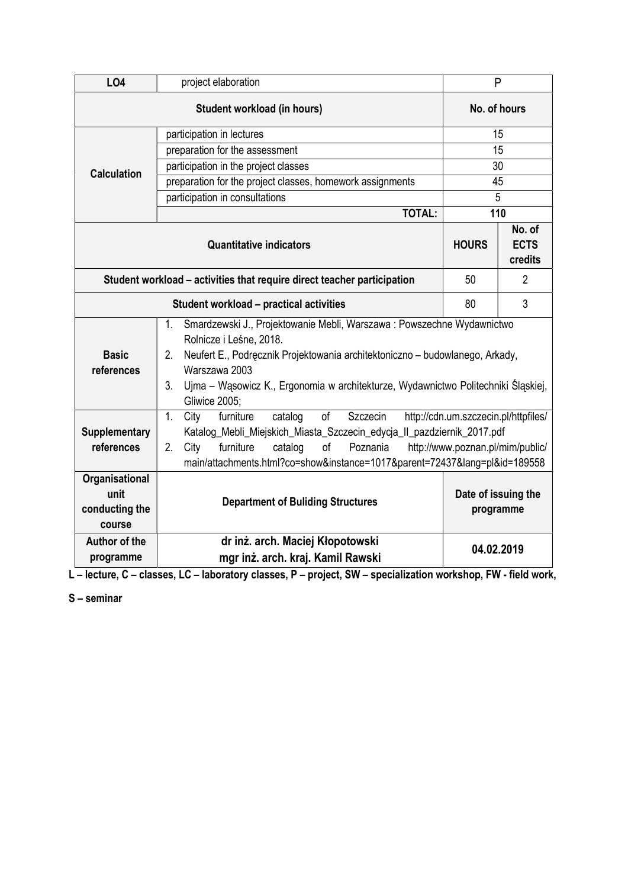| | | | |
|---|---|---|---|
| **LO4** | project elaboration | P | |
| **Student workload (in hours)** | | **No. of hours** | |
| **Calculation** | participation in lectures | 15 | |
| | preparation for the assessment | 15 | |
| | participation in the project classes | 30 | |
| | preparation for the project classes, homework assignments | 45 | |
| | participation in consultations | 5 | |
| | **TOTAL:** | **110** | |
| **Quantitative indicators** | | **HOURS** | **No. of ECTS credits** |
| **Student workload – activities that require direct teacher participation** | | 50 | 2 |
| **Student workload – practical activities** | | 80 | 3 |
| **Basic references** | 1. Smardzewski J., Projektowanie Mebli, Warszawa : Powszechne Wydawnictwo Rolnicze i Leśne, 2018.<br>2. Neufert E., Podręcznik Projektowania architektoniczno – budowlanego, Arkady, Warszawa 2003<br>3. Ujma – Wąsowicz K., Ergonomia w architekturze, Wydawnictwo Politechniki Śląskiej, Gliwice 2005; | | |
| **Supplementary references** | 1. City furniture catalog of Szczecin http://cdn.um.szczecin.pl/httpfiles/Katalog_Mebli_Miejskich_Miasta_Szczecin_edycja_II_pazdziernik_2017.pdf<br>2. City furniture catalog of Poznania http://www.poznan.pl/mim/public/main/attachments.html?co=show&instance=1017&parent=72437&lang=pl&id=189558 | | |
| **Organisational unit conducting the course** | **Department of Buliding Structures** | **Date of issuing the programme** | |
| **Author of the programme** | **dr inż. arch. Maciej Kłopotowski**<br>**mgr inż. arch. kraj. Kamil Rawski** | **04.02.2019** | |

**L – lecture, C – classes, LC – laboratory classes, P – project, SW – specialization workshop, FW - field work, S – seminar**